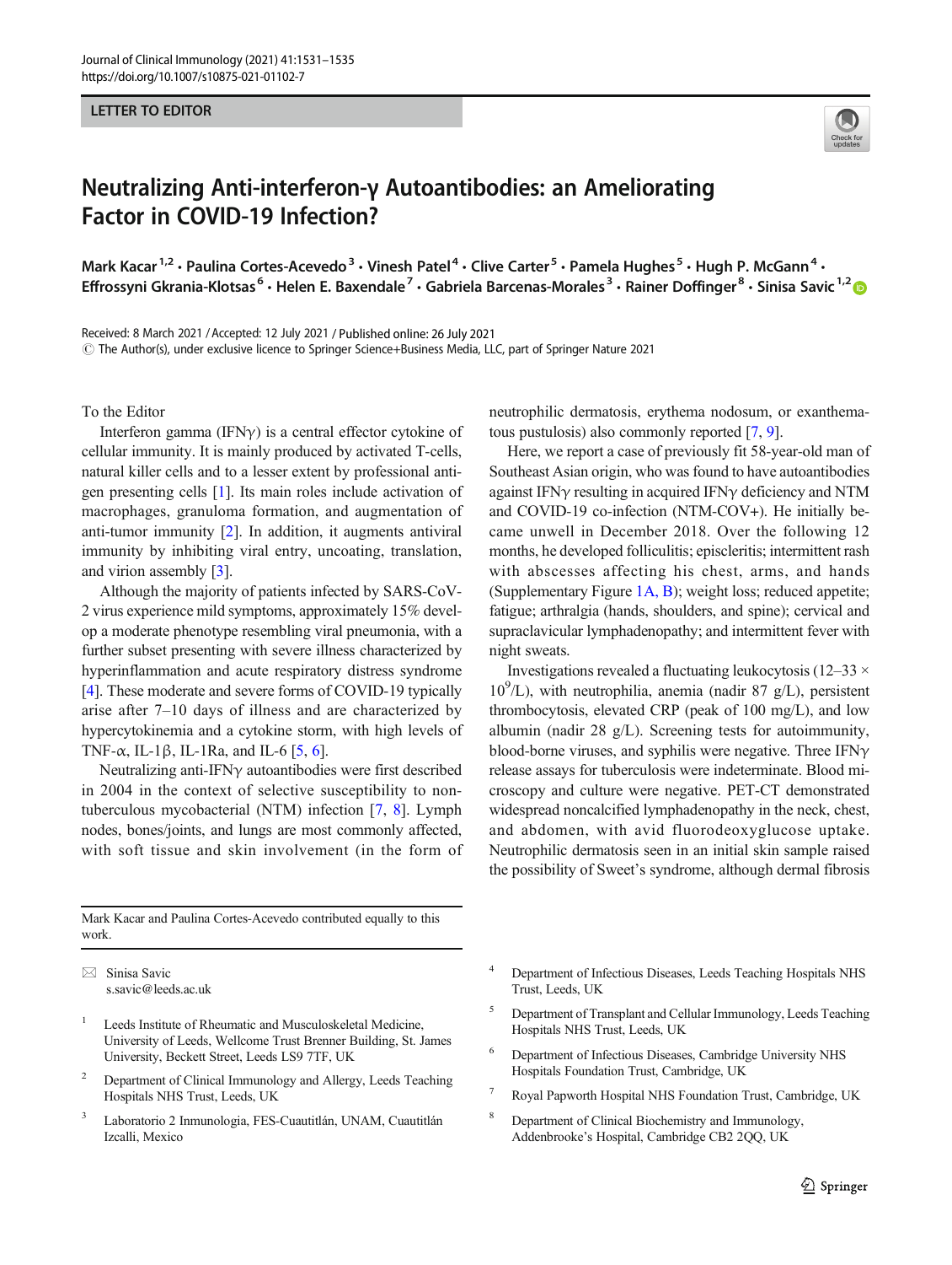LETTER TO EDITOR

# Neutralizing Anti-interferon-γ Autoantibodies: an Ameliorating Factor in COVID-19 Infection?

Mark Kacar[1,2] · Paulina Cortes-Acevedo[3] · Vinesh Patel[4] · Clive Carter[5] · Pamela Hughes[5] · Hugh P. McGann[4] · Effrossyni Gkrania-Klotsas[6] · Helen E. Baxendale[7] · Gabriela Barcenas-Morales[3] · Rainer Doffinger[8] · Sinisa Savic[1,2]

Received: 8 March 2021 / Accepted: 12 July 2021 / Published online: 26 July 2021
© The Author(s), under exclusive licence to Springer Science+Business Media, LLC, part of Springer Nature 2021

To the Editor

Interferon gamma (IFNγ) is a central effector cytokine of cellular immunity. It is mainly produced by activated T-cells, natural killer cells and to a lesser extent by professional antigen presenting cells [1]. Its main roles include activation of macrophages, granuloma formation, and augmentation of anti-tumor immunity [2]. In addition, it augments antiviral immunity by inhibiting viral entry, uncoating, translation, and virion assembly [3].

Although the majority of patients infected by SARS-CoV-2 virus experience mild symptoms, approximately 15% develop a moderate phenotype resembling viral pneumonia, with a further subset presenting with severe illness characterized by hyperinflammation and acute respiratory distress syndrome [4]. These moderate and severe forms of COVID-19 typically arise after 7–10 days of illness and are characterized by hypercytokinemia and a cytokine storm, with high levels of TNF-α, IL-1β, IL-1Ra, and IL-6 [5, 6].

Neutralizing anti-IFNγ autoantibodies were first described in 2004 in the context of selective susceptibility to non-tuberculous mycobacterial (NTM) infection [7, 8]. Lymph nodes, bones/joints, and lungs are most commonly affected, with soft tissue and skin involvement (in the form of neutrophilic dermatosis, erythema nodosum, or exanthematous pustulosis) also commonly reported [7, 9].

Here, we report a case of previously fit 58-year-old man of Southeast Asian origin, who was found to have autoantibodies against IFNγ resulting in acquired IFNγ deficiency and NTM and COVID-19 co-infection (NTM-COV+). He initially became unwell in December 2018. Over the following 12 months, he developed folliculitis; episcleritis; intermittent rash with abscesses affecting his chest, arms, and hands (Supplementary Figure 1A, B); weight loss; reduced appetite; fatigue; arthralgia (hands, shoulders, and spine); cervical and supraclavicular lymphadenopathy; and intermittent fever with night sweats.

Investigations revealed a fluctuating leukocytosis ($12–33 \times 10^9$/L), with neutrophilia, anemia (nadir 87 g/L), persistent thrombocytosis, elevated CRP (peak of 100 mg/L), and low albumin (nadir 28 g/L). Screening tests for autoimmunity, blood-borne viruses, and syphilis were negative. Three IFNγ release assays for tuberculosis were indeterminate. Blood microscopy and culture were negative. PET-CT demonstrated widespread noncalcified lymphadenopathy in the neck, chest, and abdomen, with avid fluorodeoxyglucose uptake. Neutrophilic dermatosis seen in an initial skin sample raised the possibility of Sweet's syndrome, although dermal fibrosis

Mark Kacar and Paulina Cortes-Acevedo contributed equally to this work.

✉ Sinisa Savic
s.savic@leeds.ac.uk

1 Leeds Institute of Rheumatic and Musculoskeletal Medicine, University of Leeds, Wellcome Trust Brenner Building, St. James University, Beckett Street, Leeds LS9 7TF, UK

2 Department of Clinical Immunology and Allergy, Leeds Teaching Hospitals NHS Trust, Leeds, UK

3 Laboratorio 2 Inmunologia, FES-Cuautitlán, UNAM, Cuautitlán Izcalli, Mexico

4 Department of Infectious Diseases, Leeds Teaching Hospitals NHS Trust, Leeds, UK

5 Department of Transplant and Cellular Immunology, Leeds Teaching Hospitals NHS Trust, Leeds, UK

6 Department of Infectious Diseases, Cambridge University NHS Hospitals Foundation Trust, Cambridge, UK

7 Royal Papworth Hospital NHS Foundation Trust, Cambridge, UK

8 Department of Clinical Biochemistry and Immunology, Addenbrooke's Hospital, Cambridge CB2 2QQ, UK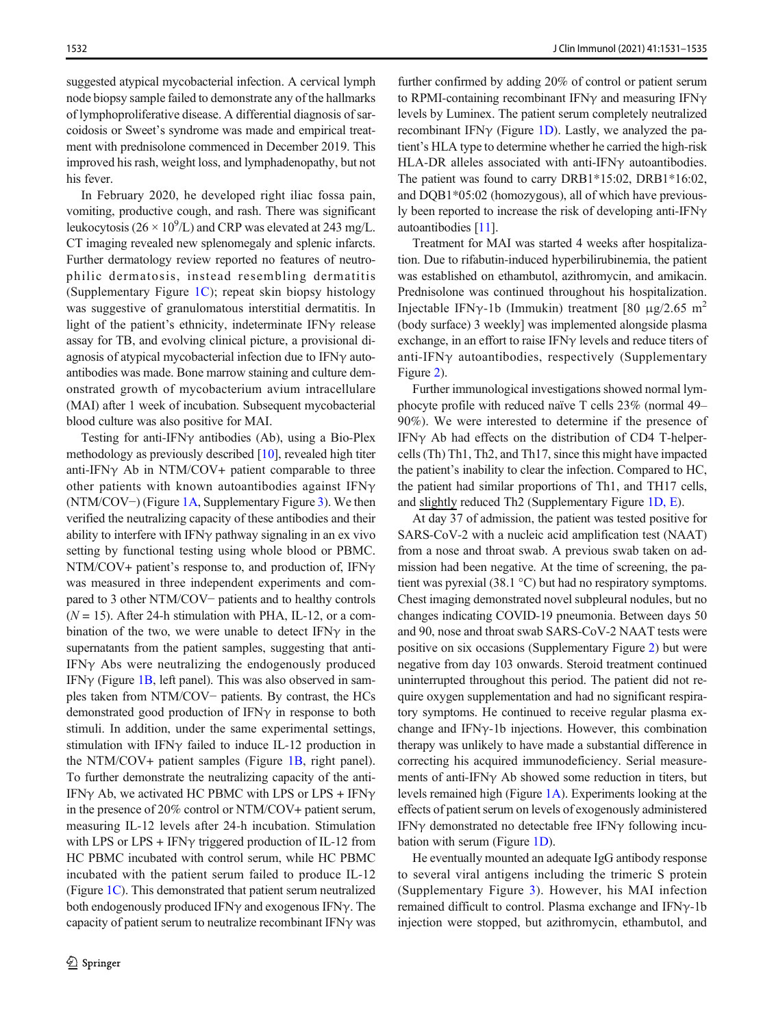suggested atypical mycobacterial infection. A cervical lymph node biopsy sample failed to demonstrate any of the hallmarks of lymphoproliferative disease. A differential diagnosis of sarcoidosis or Sweet's syndrome was made and empirical treatment with prednisolone commenced in December 2019. This improved his rash, weight loss, and lymphadenopathy, but not his fever.

In February 2020, he developed right iliac fossa pain, vomiting, productive cough, and rash. There was significant leukocytosis ($26 \times 10^9$/L) and CRP was elevated at 243 mg/L. CT imaging revealed new splenomegaly and splenic infarcts. Further dermatology review reported no features of neutrophilic dermatosis, instead resembling dermatitis (Supplementary Figure 1C); repeat skin biopsy histology was suggestive of granulomatous interstitial dermatitis. In light of the patient's ethnicity, indeterminate IFNγ release assay for TB, and evolving clinical picture, a provisional diagnosis of atypical mycobacterial infection due to IFNγ autoantibodies was made. Bone marrow staining and culture demonstrated growth of mycobacterium avium intracellulare (MAI) after 1 week of incubation. Subsequent mycobacterial blood culture was also positive for MAI.

Testing for anti-IFNγ antibodies (Ab), using a Bio-Plex methodology as previously described [10], revealed high titer anti-IFNγ Ab in NTM/COV+ patient comparable to three other patients with known autoantibodies against IFNγ (NTM/COV−) (Figure 1A, Supplementary Figure 3). We then verified the neutralizing capacity of these antibodies and their ability to interfere with IFNγ pathway signaling in an ex vivo setting by functional testing using whole blood or PBMC. NTM/COV+ patient's response to, and production of, IFNγ was measured in three independent experiments and compared to 3 other NTM/COV− patients and to healthy controls ($N = 15$). After 24-h stimulation with PHA, IL-12, or a combination of the two, we were unable to detect IFNγ in the supernatants from the patient samples, suggesting that anti-IFNγ Abs were neutralizing the endogenously produced IFNγ (Figure 1B, left panel). This was also observed in samples taken from NTM/COV− patients. By contrast, the HCs demonstrated good production of IFNγ in response to both stimuli. In addition, under the same experimental settings, stimulation with IFNγ failed to induce IL-12 production in the NTM/COV+ patient samples (Figure 1B, right panel). To further demonstrate the neutralizing capacity of the anti-IFNγ Ab, we activated HC PBMC with LPS or LPS + IFNγ in the presence of 20% control or NTM/COV+ patient serum, measuring IL-12 levels after 24-h incubation. Stimulation with LPS or LPS + IFNγ triggered production of IL-12 from HC PBMC incubated with control serum, while HC PBMC incubated with the patient serum failed to produce IL-12 (Figure 1C). This demonstrated that patient serum neutralized both endogenously produced IFNγ and exogenous IFNγ. The capacity of patient serum to neutralize recombinant IFNγ was further confirmed by adding 20% of control or patient serum to RPMI-containing recombinant IFNγ and measuring IFNγ levels by Luminex. The patient serum completely neutralized recombinant IFNγ (Figure 1D). Lastly, we analyzed the patient's HLA type to determine whether he carried the high-risk HLA-DR alleles associated with anti-IFNγ autoantibodies. The patient was found to carry DRB1*15:02, DRB1*16:02, and DQB1*05:02 (homozygous), all of which have previously been reported to increase the risk of developing anti-IFNγ autoantibodies [11].

Treatment for MAI was started 4 weeks after hospitalization. Due to rifabutin-induced hyperbilirubinemia, the patient was established on ethambutol, azithromycin, and amikacin. Prednisolone was continued throughout his hospitalization. Injectable IFNγ-1b (Immukin) treatment [80 μg/2.65 $m^2$ (body surface) 3 weekly] was implemented alongside plasma exchange, in an effort to raise IFNγ levels and reduce titers of anti-IFNγ autoantibodies, respectively (Supplementary Figure 2).

Further immunological investigations showed normal lymphocyte profile with reduced naïve T cells 23% (normal 49–90%). We were interested to determine if the presence of IFNγ Ab had effects on the distribution of CD4 T-helper-cells (Th) Th1, Th2, and Th17, since this might have impacted the patient's inability to clear the infection. Compared to HC, the patient had similar proportions of Th1, and TH17 cells, and slightly reduced Th2 (Supplementary Figure 1D, E).

At day 37 of admission, the patient was tested positive for SARS-CoV-2 with a nucleic acid amplification test (NAAT) from a nose and throat swab. A previous swab taken on admission had been negative. At the time of screening, the patient was pyrexial (38.1 °C) but had no respiratory symptoms. Chest imaging demonstrated novel subpleural nodules, but no changes indicating COVID-19 pneumonia. Between days 50 and 90, nose and throat swab SARS-CoV-2 NAAT tests were positive on six occasions (Supplementary Figure 2) but were negative from day 103 onwards. Steroid treatment continued uninterrupted throughout this period. The patient did not require oxygen supplementation and had no significant respiratory symptoms. He continued to receive regular plasma exchange and IFNγ-1b injections. However, this combination therapy was unlikely to have made a substantial difference in correcting his acquired immunodeficiency. Serial measurements of anti-IFNγ Ab showed some reduction in titers, but levels remained high (Figure 1A). Experiments looking at the effects of patient serum on levels of exogenously administered IFNγ demonstrated no detectable free IFNγ following incubation with serum (Figure 1D).

He eventually mounted an adequate IgG antibody response to several viral antigens including the trimeric S protein (Supplementary Figure 3). However, his MAI infection remained difficult to control. Plasma exchange and IFNγ-1b injection were stopped, but azithromycin, ethambutol, and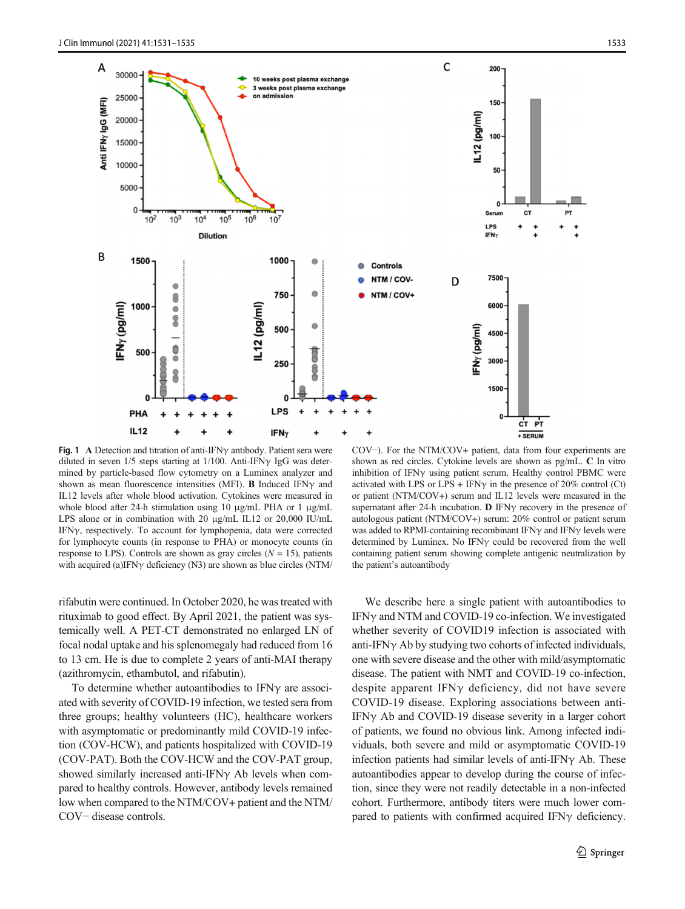**Fig. 1** **A** Detection and titration of anti-IFNγ antibody. Patient sera were diluted in seven 1/5 steps starting at 1/100. Anti-IFNγ IgG was determined by particle-based flow cytometry on a Luminex analyzer and shown as mean fluorescence intensities (MFI). **B** Induced IFNγ and IL12 levels after whole blood activation. Cytokines were measured in whole blood after 24-h stimulation using 10 μg/mL PHA or 1 μg/mL LPS alone or in combination with 20 μg/mL IL12 or 20,000 IU/mL IFNγ, respectively. To account for lymphopenia, data were corrected for lymphocyte counts (in response to PHA) or monocyte counts (in response to LPS). Controls are shown as gray circles ($N$ = 15), patients with acquired (a)IFNγ deficiency (N3) are shown as blue circles (NTM/COV−). For the NTM/COV+ patient, data from four experiments are shown as red circles. Cytokine levels are shown as pg/mL. **C** In vitro inhibition of IFNγ using patient serum. Healthy control PBMC were activated with LPS or LPS + IFNγ in the presence of 20% control (Ct) or patient (NTM/COV+) serum and IL12 levels were measured in the supernatant after 24-h incubation. **D** IFNγ recovery in the presence of autologous patient (NTM/COV+) serum: 20% control or patient serum was added to RPMI-containing recombinant IFNγ and IFNγ levels were determined by Luminex. No IFNγ could be recovered from the well containing patient serum showing complete antigenic neutralization by the patient's autoantibody

rifabutin were continued. In October 2020, he was treated with rituximab to good effect. By April 2021, the patient was systemically well. A PET-CT demonstrated no enlarged LN of focal nodal uptake and his splenomegaly had reduced from 16 to 13 cm. He is due to complete 2 years of anti-MAI therapy (azithromycin, ethambutol, and rifabutin).

To determine whether autoantibodies to IFNγ are associated with severity of COVID-19 infection, we tested sera from three groups; healthy volunteers (HC), healthcare workers with asymptomatic or predominantly mild COVID-19 infection (COV-HCW), and patients hospitalized with COVID-19 (COV-PAT). Both the COV-HCW and the COV-PAT group, showed similarly increased anti-IFNγ Ab levels when compared to healthy controls. However, antibody levels remained low when compared to the NTM/COV+ patient and the NTM/COV− disease controls.

We describe here a single patient with autoantibodies to IFNγ and NTM and COVID-19 co-infection. We investigated whether severity of COVID19 infection is associated with anti-IFNγ Ab by studying two cohorts of infected individuals, one with severe disease and the other with mild/asymptomatic disease. The patient with NMT and COVID-19 co-infection, despite apparent IFNγ deficiency, did not have severe COVID-19 disease. Exploring associations between anti-IFNγ Ab and COVID-19 disease severity in a larger cohort of patients, we found no obvious link. Among infected individuals, both severe and mild or asymptomatic COVID-19 infection patients had similar levels of anti-IFNγ Ab. These autoantibodies appear to develop during the course of infection, since they were not readily detectable in a non-infected cohort. Furthermore, antibody titers were much lower compared to patients with confirmed acquired IFNγ deficiency.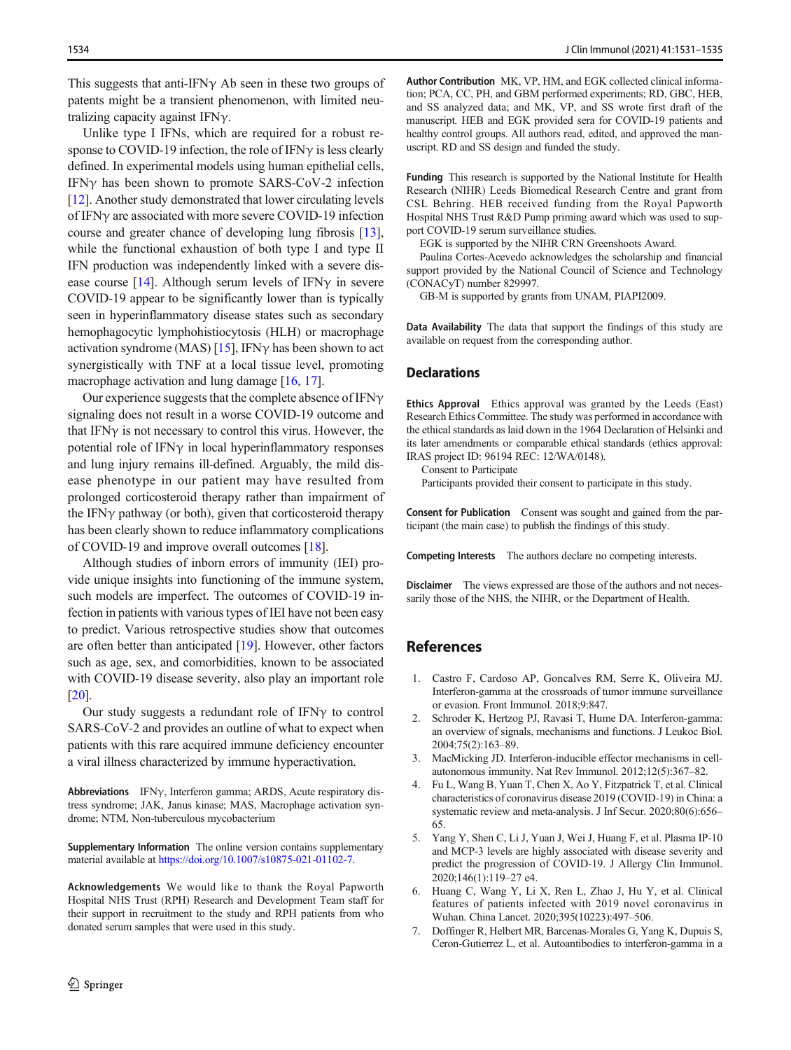This suggests that anti-IFNγ Ab seen in these two groups of patents might be a transient phenomenon, with limited neutralizing capacity against IFNγ.

Unlike type I IFNs, which are required for a robust response to COVID-19 infection, the role of IFNγ is less clearly defined. In experimental models using human epithelial cells, IFNγ has been shown to promote SARS-CoV-2 infection [12]. Another study demonstrated that lower circulating levels of IFNγ are associated with more severe COVID-19 infection course and greater chance of developing lung fibrosis [13], while the functional exhaustion of both type I and type II IFN production was independently linked with a severe disease course [14]. Although serum levels of IFNγ in severe COVID-19 appear to be significantly lower than is typically seen in hyperinflammatory disease states such as secondary hemophagocytic lymphohistiocytosis (HLH) or macrophage activation syndrome (MAS) [15], IFNγ has been shown to act synergistically with TNF at a local tissue level, promoting macrophage activation and lung damage [16, 17].

Our experience suggests that the complete absence of IFNγ signaling does not result in a worse COVID-19 outcome and that IFNγ is not necessary to control this virus. However, the potential role of IFNγ in local hyperinflammatory responses and lung injury remains ill-defined. Arguably, the mild disease phenotype in our patient may have resulted from prolonged corticosteroid therapy rather than impairment of the IFNγ pathway (or both), given that corticosteroid therapy has been clearly shown to reduce inflammatory complications of COVID-19 and improve overall outcomes [18].

Although studies of inborn errors of immunity (IEI) provide unique insights into functioning of the immune system, such models are imperfect. The outcomes of COVID-19 infection in patients with various types of IEI have not been easy to predict. Various retrospective studies show that outcomes are often better than anticipated [19]. However, other factors such as age, sex, and comorbidities, known to be associated with COVID-19 disease severity, also play an important role [20].

Our study suggests a redundant role of IFNγ to control SARS-CoV-2 and provides an outline of what to expect when patients with this rare acquired immune deficiency encounter a viral illness characterized by immune hyperactivation.

**Abbreviations** IFNγ, Interferon gamma; ARDS, Acute respiratory distress syndrome; JAK, Janus kinase; MAS, Macrophage activation syndrome; NTM, Non-tuberculous mycobacterium

**Supplementary Information** The online version contains supplementary material available at https://doi.org/10.1007/s10875-021-01102-7.

**Acknowledgements** We would like to thank the Royal Papworth Hospital NHS Trust (RPH) Research and Development Team staff for their support in recruitment to the study and RPH patients from who donated serum samples that were used in this study.

**Author Contribution** MK, VP, HM, and EGK collected clinical information; PCA, CC, PH, and GBM performed experiments; RD, GBC, HEB, and SS analyzed data; and MK, VP, and SS wrote first draft of the manuscript. HEB and EGK provided sera for COVID-19 patients and healthy control groups. All authors read, edited, and approved the manuscript. RD and SS design and funded the study.

**Funding** This research is supported by the National Institute for Health Research (NIHR) Leeds Biomedical Research Centre and grant from CSL Behring. HEB received funding from the Royal Papworth Hospital NHS Trust R&D Pump priming award which was used to support COVID-19 serum surveillance studies.

EGK is supported by the NIHR CRN Greenshoots Award.

Paulina Cortes-Acevedo acknowledges the scholarship and financial support provided by the National Council of Science and Technology (CONACyT) number 829997.

GB-M is supported by grants from UNAM, PIAPI2009.

**Data Availability** The data that support the findings of this study are available on request from the corresponding author.

## Declarations

**Ethics Approval** Ethics approval was granted by the Leeds (East) Research Ethics Committee. The study was performed in accordance with the ethical standards as laid down in the 1964 Declaration of Helsinki and its later amendments or comparable ethical standards (ethics approval: IRAS project ID: 96194 REC: 12/WA/0148).

Consent to Participate

Participants provided their consent to participate in this study.

**Consent for Publication** Consent was sought and gained from the participant (the main case) to publish the findings of this study.

**Competing Interests** The authors declare no competing interests.

**Disclaimer** The views expressed are those of the authors and not necessarily those of the NHS, the NIHR, or the Department of Health.

## References

1. Castro F, Cardoso AP, Goncalves RM, Serre K, Oliveira MJ. Interferon-gamma at the crossroads of tumor immune surveillance or evasion. Front Immunol. 2018;9:847.
2. Schroder K, Hertzog PJ, Ravasi T, Hume DA. Interferon-gamma: an overview of signals, mechanisms and functions. J Leukoc Biol. 2004;75(2):163–89.
3. MacMicking JD. Interferon-inducible effector mechanisms in cell-autonomous immunity. Nat Rev Immunol. 2012;12(5):367–82.
4. Fu L, Wang B, Yuan T, Chen X, Ao Y, Fitzpatrick T, et al. Clinical characteristics of coronavirus disease 2019 (COVID-19) in China: a systematic review and meta-analysis. J Inf Secur. 2020;80(6):656–65.
5. Yang Y, Shen C, Li J, Yuan J, Wei J, Huang F, et al. Plasma IP-10 and MCP-3 levels are highly associated with disease severity and predict the progression of COVID-19. J Allergy Clin Immunol. 2020;146(1):119–27 e4.
6. Huang C, Wang Y, Li X, Ren L, Zhao J, Hu Y, et al. Clinical features of patients infected with 2019 novel coronavirus in Wuhan. China Lancet. 2020;395(10223):497–506.
7. Doffinger R, Helbert MR, Barcenas-Morales G, Yang K, Dupuis S, Ceron-Gutierrez L, et al. Autoantibodies to interferon-gamma in a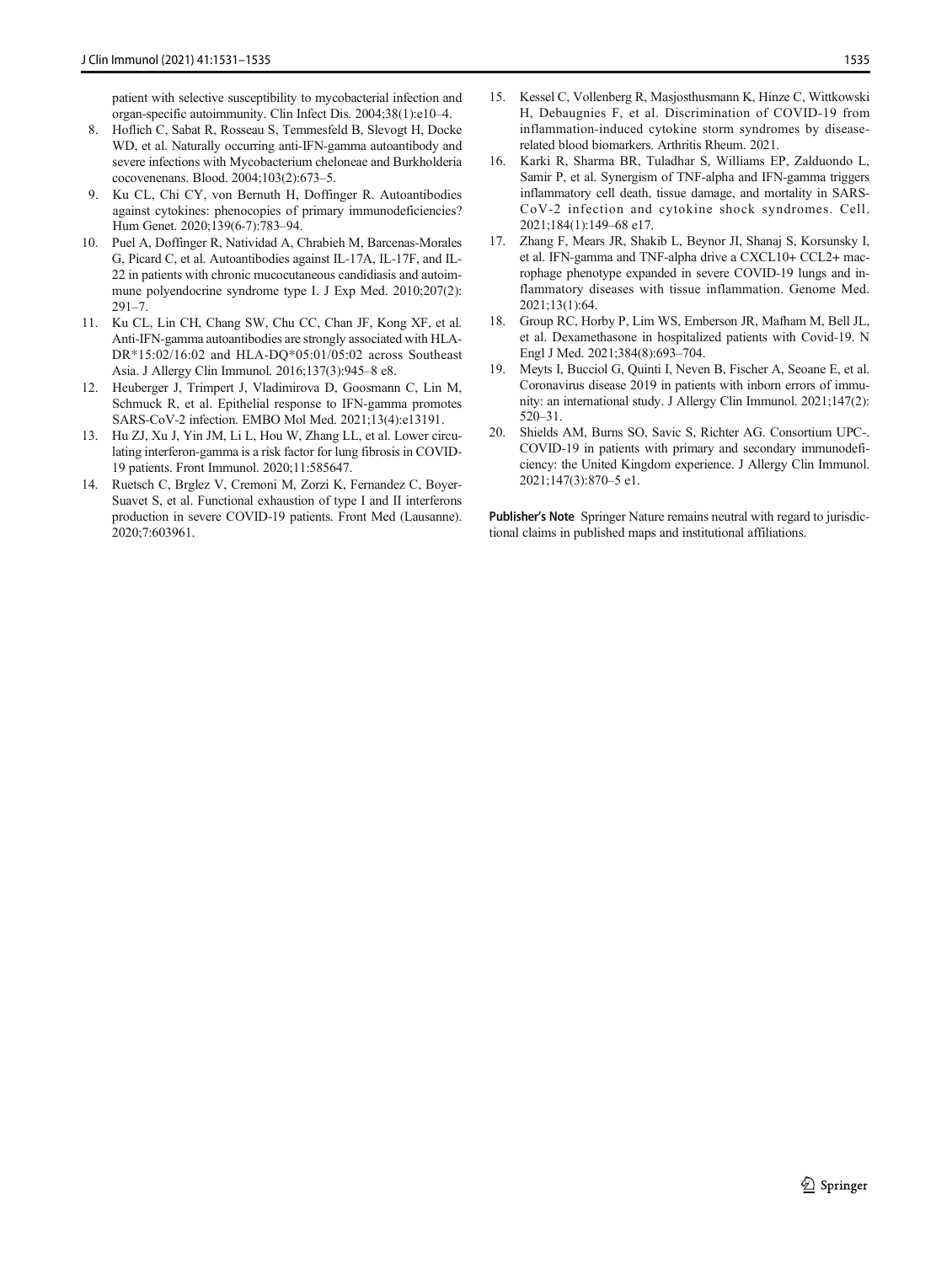patient with selective susceptibility to mycobacterial infection and organ-specific autoimmunity. Clin Infect Dis. 2004;38(1):e10–4.

8. Hoflich C, Sabat R, Rosseau S, Temmesfeld B, Slevogt H, Docke WD, et al. Naturally occurring anti-IFN-gamma autoantibody and severe infections with Mycobacterium cheloneae and Burkholderia cocovenenans. Blood. 2004;103(2):673–5.
9. Ku CL, Chi CY, von Bernuth H, Doffinger R. Autoantibodies against cytokines: phenocopies of primary immunodeficiencies? Hum Genet. 2020;139(6-7):783–94.
10. Puel A, Doffinger R, Natividad A, Chrabieh M, Barcenas-Morales G, Picard C, et al. Autoantibodies against IL-17A, IL-17F, and IL-22 in patients with chronic mucocutaneous candidiasis and autoimmune polyendocrine syndrome type I. J Exp Med. 2010;207(2): 291–7.
11. Ku CL, Lin CH, Chang SW, Chu CC, Chan JF, Kong XF, et al. Anti-IFN-gamma autoantibodies are strongly associated with HLA-DR*15:02/16:02 and HLA-DQ*05:01/05:02 across Southeast Asia. J Allergy Clin Immunol. 2016;137(3):945–8 e8.
12. Heuberger J, Trimpert J, Vladimirova D, Goosmann C, Lin M, Schmuck R, et al. Epithelial response to IFN-gamma promotes SARS-CoV-2 infection. EMBO Mol Med. 2021;13(4):e13191.
13. Hu ZJ, Xu J, Yin JM, Li L, Hou W, Zhang LL, et al. Lower circulating interferon-gamma is a risk factor for lung fibrosis in COVID-19 patients. Front Immunol. 2020;11:585647.
14. Ruetsch C, Brglez V, Cremoni M, Zorzi K, Fernandez C, Boyer-Suavet S, et al. Functional exhaustion of type I and II interferons production in severe COVID-19 patients. Front Med (Lausanne). 2020;7:603961.
15. Kessel C, Vollenberg R, Masjosthusmann K, Hinze C, Wittkowski H, Debaugnies F, et al. Discrimination of COVID-19 from inflammation-induced cytokine storm syndromes by disease-related blood biomarkers. Arthritis Rheum. 2021.
16. Karki R, Sharma BR, Tuladhar S, Williams EP, Zalduondo L, Samir P, et al. Synergism of TNF-alpha and IFN-gamma triggers inflammatory cell death, tissue damage, and mortality in SARS-CoV-2 infection and cytokine shock syndromes. Cell. 2021;184(1):149–68 e17.
17. Zhang F, Mears JR, Shakib L, Beynor JI, Shanaj S, Korsunsky I, et al. IFN-gamma and TNF-alpha drive a CXCL10+ CCL2+ macrophage phenotype expanded in severe COVID-19 lungs and inflammatory diseases with tissue inflammation. Genome Med. 2021;13(1):64.
18. Group RC, Horby P, Lim WS, Emberson JR, Mafham M, Bell JL, et al. Dexamethasone in hospitalized patients with Covid-19. N Engl J Med. 2021;384(8):693–704.
19. Meyts I, Bucciol G, Quinti I, Neven B, Fischer A, Seoane E, et al. Coronavirus disease 2019 in patients with inborn errors of immunity: an international study. J Allergy Clin Immunol. 2021;147(2): 520–31.
20. Shields AM, Burns SO, Savic S, Richter AG. Consortium UPC-. COVID-19 in patients with primary and secondary immunodeficiency: the United Kingdom experience. J Allergy Clin Immunol. 2021;147(3):870–5 e1.

**Publisher's Note** Springer Nature remains neutral with regard to jurisdictional claims in published maps and institutional affiliations.